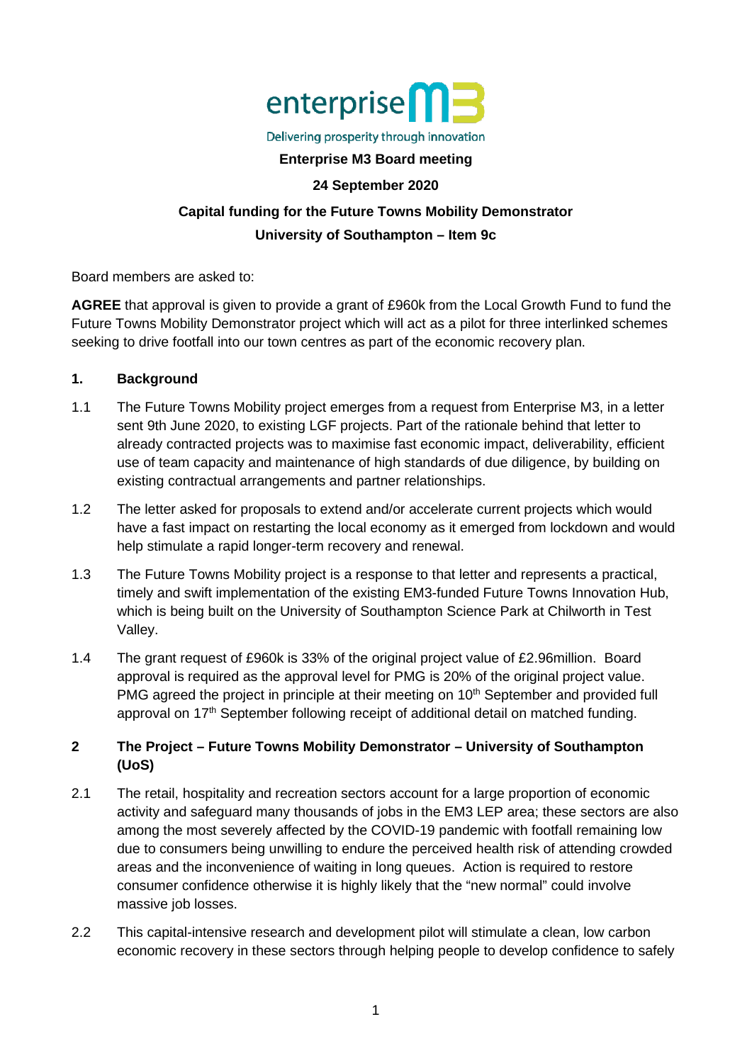enterprise M3

Delivering prosperity through innovation

**Enterprise M3 Board meeting**

**24 September 2020**

**Capital funding for the Future Towns Mobility Demonstrator**

**University of Southampton – Item 9c**

Board members are asked to:

**AGREE** that approval is given to provide a grant of £960k from the Local Growth Fund to fund the Future Towns Mobility Demonstrator project which will act as a pilot for three interlinked schemes seeking to drive footfall into our town centres as part of the economic recovery plan.

## 1. Background

1.1 The Future Towns Mobility project emerges from a request from Enterprise M3, in a letter sent 9th June 2020, to existing LGF projects. Part of the rationale behind that letter to already contracted projects was to maximise fast economic impact, deliverability, efficient use of team capacity and maintenance of high standards of due diligence, by building on existing contractual arrangements and partner relationships.

1.2 The letter asked for proposals to extend and/or accelerate current projects which would have a fast impact on restarting the local economy as it emerged from lockdown and would help stimulate a rapid longer-term recovery and renewal.

1.3 The Future Towns Mobility project is a response to that letter and represents a practical, timely and swift implementation of the existing EM3-funded Future Towns Innovation Hub, which is being built on the University of Southampton Science Park at Chilworth in Test Valley.

1.4 The grant request of £960k is 33% of the original project value of £2.96million. Board approval is required as the approval level for PMG is 20% of the original project value. PMG agreed the project in principle at their meeting on 10th September and provided full approval on 17th September following receipt of additional detail on matched funding.

## 2 The Project – Future Towns Mobility Demonstrator – University of Southampton (UoS)

2.1 The retail, hospitality and recreation sectors account for a large proportion of economic activity and safeguard many thousands of jobs in the EM3 LEP area; these sectors are also among the most severely affected by the COVID-19 pandemic with footfall remaining low due to consumers being unwilling to endure the perceived health risk of attending crowded areas and the inconvenience of waiting in long queues. Action is required to restore consumer confidence otherwise it is highly likely that the "new normal" could involve massive job losses.

2.2 This capital-intensive research and development pilot will stimulate a clean, low carbon economic recovery in these sectors through helping people to develop confidence to safely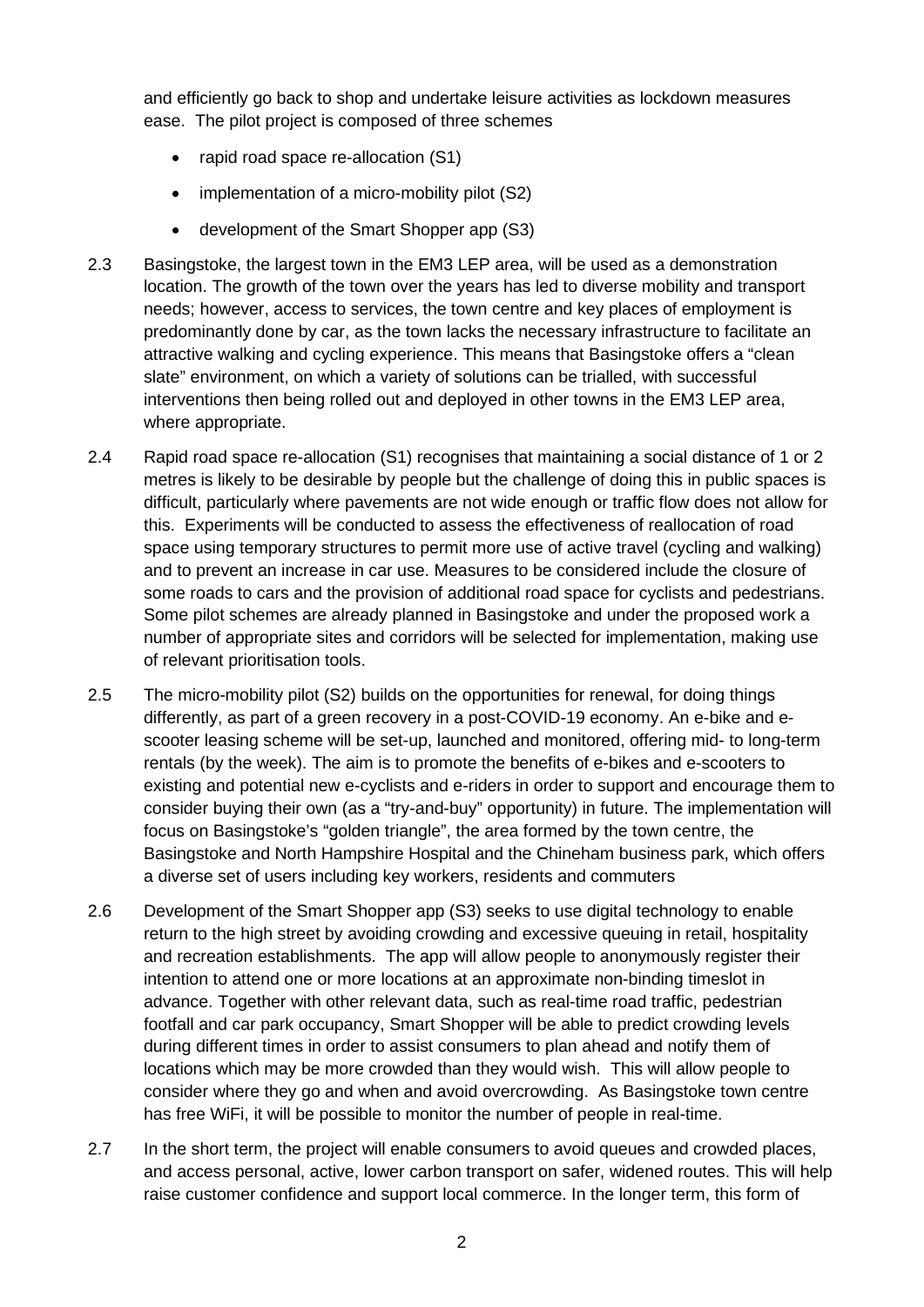and efficiently go back to shop and undertake leisure activities as lockdown measures ease. The pilot project is composed of three schemes

- rapid road space re-allocation (S1)
- implementation of a micro-mobility pilot (S2)
- development of the Smart Shopper app (S3)

2.3 Basingstoke, the largest town in the EM3 LEP area, will be used as a demonstration location. The growth of the town over the years has led to diverse mobility and transport needs; however, access to services, the town centre and key places of employment is predominantly done by car, as the town lacks the necessary infrastructure to facilitate an attractive walking and cycling experience. This means that Basingstoke offers a "clean slate" environment, on which a variety of solutions can be trialled, with successful interventions then being rolled out and deployed in other towns in the EM3 LEP area, where appropriate.

2.4 Rapid road space re-allocation (S1) recognises that maintaining a social distance of 1 or 2 metres is likely to be desirable by people but the challenge of doing this in public spaces is difficult, particularly where pavements are not wide enough or traffic flow does not allow for this. Experiments will be conducted to assess the effectiveness of reallocation of road space using temporary structures to permit more use of active travel (cycling and walking) and to prevent an increase in car use. Measures to be considered include the closure of some roads to cars and the provision of additional road space for cyclists and pedestrians. Some pilot schemes are already planned in Basingstoke and under the proposed work a number of appropriate sites and corridors will be selected for implementation, making use of relevant prioritisation tools.

2.5 The micro-mobility pilot (S2) builds on the opportunities for renewal, for doing things differently, as part of a green recovery in a post-COVID-19 economy. An e-bike and e-scooter leasing scheme will be set-up, launched and monitored, offering mid- to long-term rentals (by the week). The aim is to promote the benefits of e-bikes and e-scooters to existing and potential new e-cyclists and e-riders in order to support and encourage them to consider buying their own (as a "try-and-buy" opportunity) in future. The implementation will focus on Basingstoke's "golden triangle", the area formed by the town centre, the Basingstoke and North Hampshire Hospital and the Chineham business park, which offers a diverse set of users including key workers, residents and commuters

2.6 Development of the Smart Shopper app (S3) seeks to use digital technology to enable return to the high street by avoiding crowding and excessive queuing in retail, hospitality and recreation establishments. The app will allow people to anonymously register their intention to attend one or more locations at an approximate non-binding timeslot in advance. Together with other relevant data, such as real-time road traffic, pedestrian footfall and car park occupancy, Smart Shopper will be able to predict crowding levels during different times in order to assist consumers to plan ahead and notify them of locations which may be more crowded than they would wish. This will allow people to consider where they go and when and avoid overcrowding. As Basingstoke town centre has free WiFi, it will be possible to monitor the number of people in real-time.

2.7 In the short term, the project will enable consumers to avoid queues and crowded places, and access personal, active, lower carbon transport on safer, widened routes. This will help raise customer confidence and support local commerce. In the longer term, this form of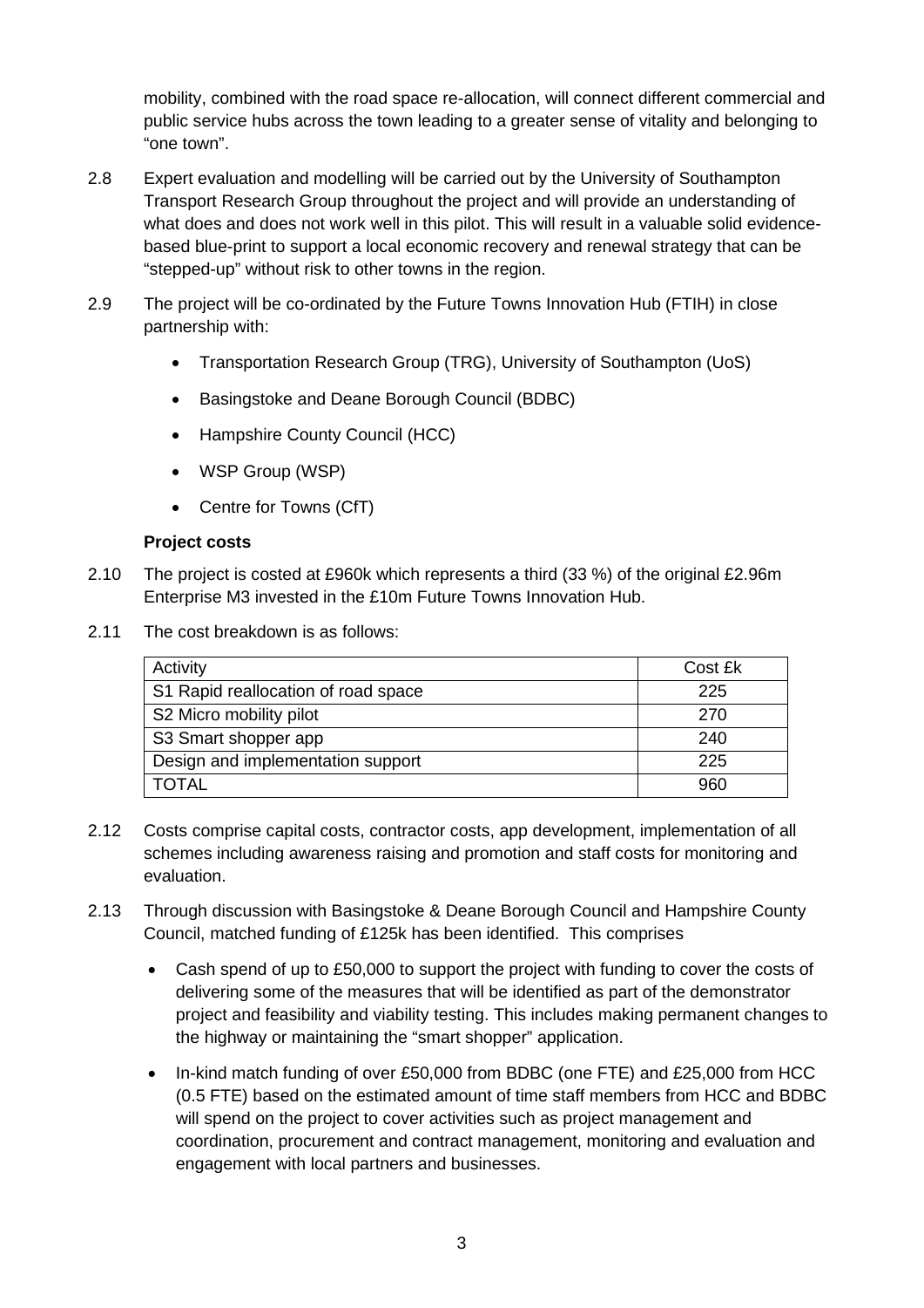mobility, combined with the road space re-allocation, will connect different commercial and public service hubs across the town leading to a greater sense of vitality and belonging to "one town".

2.8 Expert evaluation and modelling will be carried out by the University of Southampton Transport Research Group throughout the project and will provide an understanding of what does and does not work well in this pilot. This will result in a valuable solid evidence-based blue-print to support a local economic recovery and renewal strategy that can be "stepped-up" without risk to other towns in the region.

2.9 The project will be co-ordinated by the Future Towns Innovation Hub (FTIH) in close partnership with:

- Transportation Research Group (TRG), University of Southampton (UoS)
- Basingstoke and Deane Borough Council (BDBC)
- Hampshire County Council (HCC)
- WSP Group (WSP)
- Centre for Towns (CfT)

**Project costs**

2.10 The project is costed at £960k which represents a third (33 %) of the original £2.96m Enterprise M3 invested in the £10m Future Towns Innovation Hub.

2.11 The cost breakdown is as follows:

| Activity | Cost £k |
|---|---|
| S1 Rapid reallocation of road space | 225 |
| S2 Micro mobility pilot | 270 |
| S3 Smart shopper app | 240 |
| Design and implementation support | 225 |
| TOTAL | 960 |

2.12 Costs comprise capital costs, contractor costs, app development, implementation of all schemes including awareness raising and promotion and staff costs for monitoring and evaluation.

2.13 Through discussion with Basingstoke & Deane Borough Council and Hampshire County Council, matched funding of £125k has been identified. This comprises

- Cash spend of up to £50,000 to support the project with funding to cover the costs of delivering some of the measures that will be identified as part of the demonstrator project and feasibility and viability testing. This includes making permanent changes to the highway or maintaining the "smart shopper" application.
- In-kind match funding of over £50,000 from BDBC (one FTE) and £25,000 from HCC (0.5 FTE) based on the estimated amount of time staff members from HCC and BDBC will spend on the project to cover activities such as project management and coordination, procurement and contract management, monitoring and evaluation and engagement with local partners and businesses.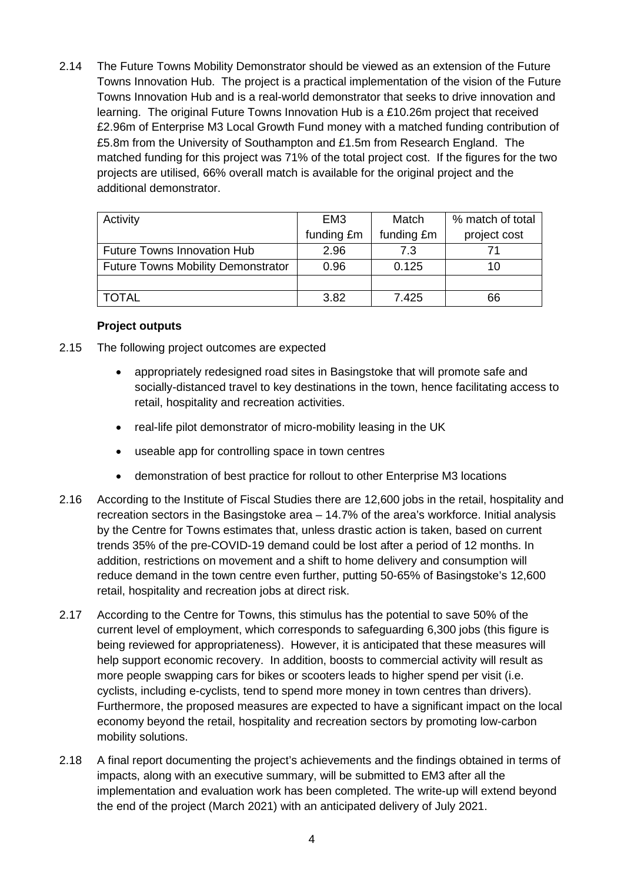2.14 The Future Towns Mobility Demonstrator should be viewed as an extension of the Future Towns Innovation Hub. The project is a practical implementation of the vision of the Future Towns Innovation Hub and is a real-world demonstrator that seeks to drive innovation and learning. The original Future Towns Innovation Hub is a £10.26m project that received £2.96m of Enterprise M3 Local Growth Fund money with a matched funding contribution of £5.8m from the University of Southampton and £1.5m from Research England. The matched funding for this project was 71% of the total project cost. If the figures for the two projects are utilised, 66% overall match is available for the original project and the additional demonstrator.

| Activity | EM3 funding £m | Match funding £m | % match of total project cost |
|---|---|---|---|
| Future Towns Innovation Hub | 2.96 | 7.3 | 71 |
| Future Towns Mobility Demonstrator | 0.96 | 0.125 | 10 |
| | | | |
| TOTAL | 3.82 | 7.425 | 66 |

**Project outputs**

2.15 The following project outcomes are expected

- appropriately redesigned road sites in Basingstoke that will promote safe and socially-distanced travel to key destinations in the town, hence facilitating access to retail, hospitality and recreation activities.
- real-life pilot demonstrator of micro-mobility leasing in the UK
- useable app for controlling space in town centres
- demonstration of best practice for rollout to other Enterprise M3 locations

2.16 According to the Institute of Fiscal Studies there are 12,600 jobs in the retail, hospitality and recreation sectors in the Basingstoke area – 14.7% of the area's workforce. Initial analysis by the Centre for Towns estimates that, unless drastic action is taken, based on current trends 35% of the pre-COVID-19 demand could be lost after a period of 12 months. In addition, restrictions on movement and a shift to home delivery and consumption will reduce demand in the town centre even further, putting 50-65% of Basingstoke's 12,600 retail, hospitality and recreation jobs at direct risk.

2.17 According to the Centre for Towns, this stimulus has the potential to save 50% of the current level of employment, which corresponds to safeguarding 6,300 jobs (this figure is being reviewed for appropriateness). However, it is anticipated that these measures will help support economic recovery. In addition, boosts to commercial activity will result as more people swapping cars for bikes or scooters leads to higher spend per visit (i.e. cyclists, including e-cyclists, tend to spend more money in town centres than drivers). Furthermore, the proposed measures are expected to have a significant impact on the local economy beyond the retail, hospitality and recreation sectors by promoting low-carbon mobility solutions.

2.18 A final report documenting the project's achievements and the findings obtained in terms of impacts, along with an executive summary, will be submitted to EM3 after all the implementation and evaluation work has been completed. The write-up will extend beyond the end of the project (March 2021) with an anticipated delivery of July 2021.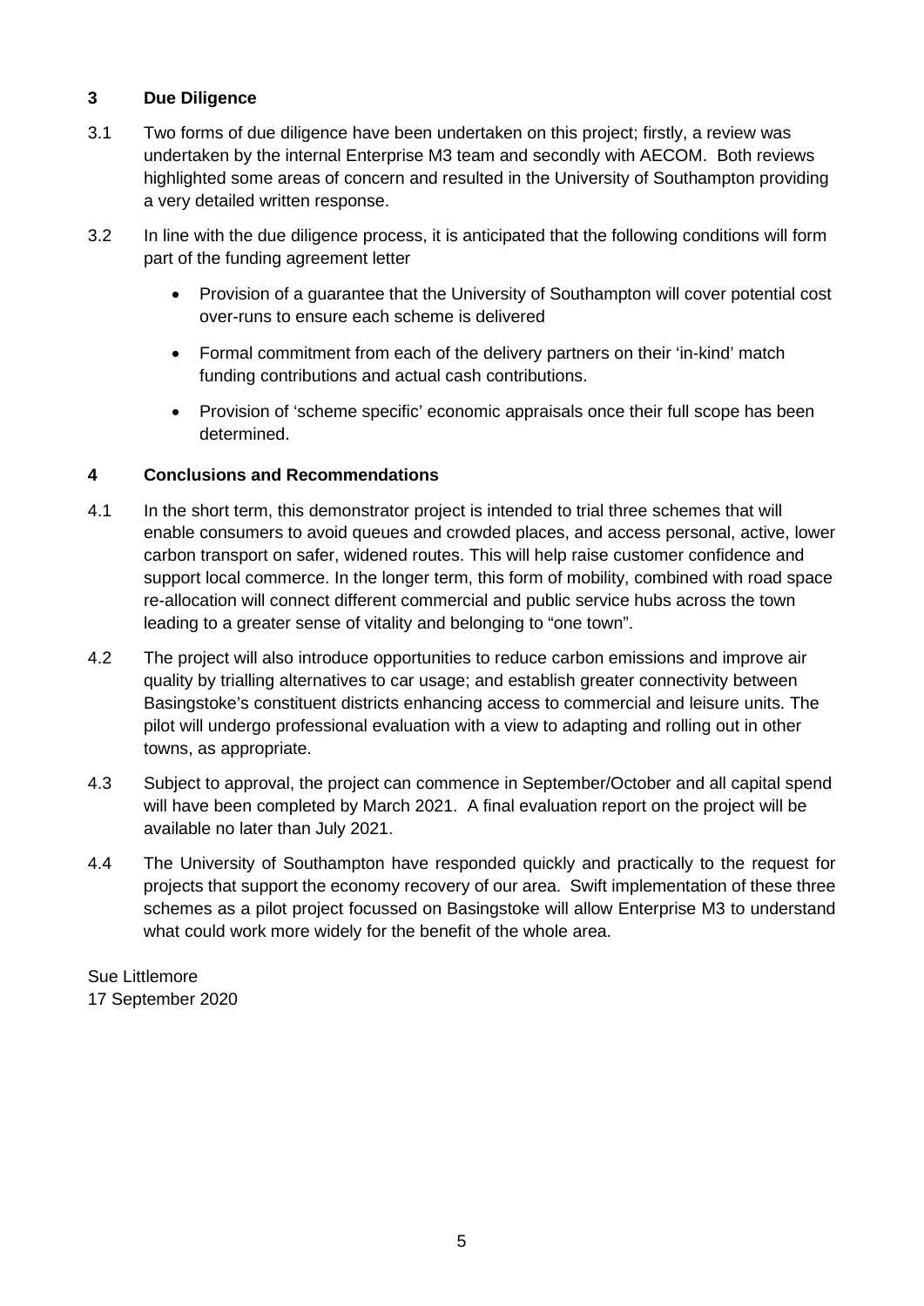## 3 Due Diligence

3.1 Two forms of due diligence have been undertaken on this project; firstly, a review was undertaken by the internal Enterprise M3 team and secondly with AECOM. Both reviews highlighted some areas of concern and resulted in the University of Southampton providing a very detailed written response.

3.2 In line with the due diligence process, it is anticipated that the following conditions will form part of the funding agreement letter

- Provision of a guarantee that the University of Southampton will cover potential cost over-runs to ensure each scheme is delivered
- Formal commitment from each of the delivery partners on their 'in-kind' match funding contributions and actual cash contributions.
- Provision of 'scheme specific' economic appraisals once their full scope has been determined.

## 4 Conclusions and Recommendations

4.1 In the short term, this demonstrator project is intended to trial three schemes that will enable consumers to avoid queues and crowded places, and access personal, active, lower carbon transport on safer, widened routes. This will help raise customer confidence and support local commerce. In the longer term, this form of mobility, combined with road space re-allocation will connect different commercial and public service hubs across the town leading to a greater sense of vitality and belonging to "one town".

4.2 The project will also introduce opportunities to reduce carbon emissions and improve air quality by trialling alternatives to car usage; and establish greater connectivity between Basingstoke's constituent districts enhancing access to commercial and leisure units. The pilot will undergo professional evaluation with a view to adapting and rolling out in other towns, as appropriate.

4.3 Subject to approval, the project can commence in September/October and all capital spend will have been completed by March 2021. A final evaluation report on the project will be available no later than July 2021.

4.4 The University of Southampton have responded quickly and practically to the request for projects that support the economy recovery of our area. Swift implementation of these three schemes as a pilot project focussed on Basingstoke will allow Enterprise M3 to understand what could work more widely for the benefit of the whole area.

Sue Littlemore
17 September 2020